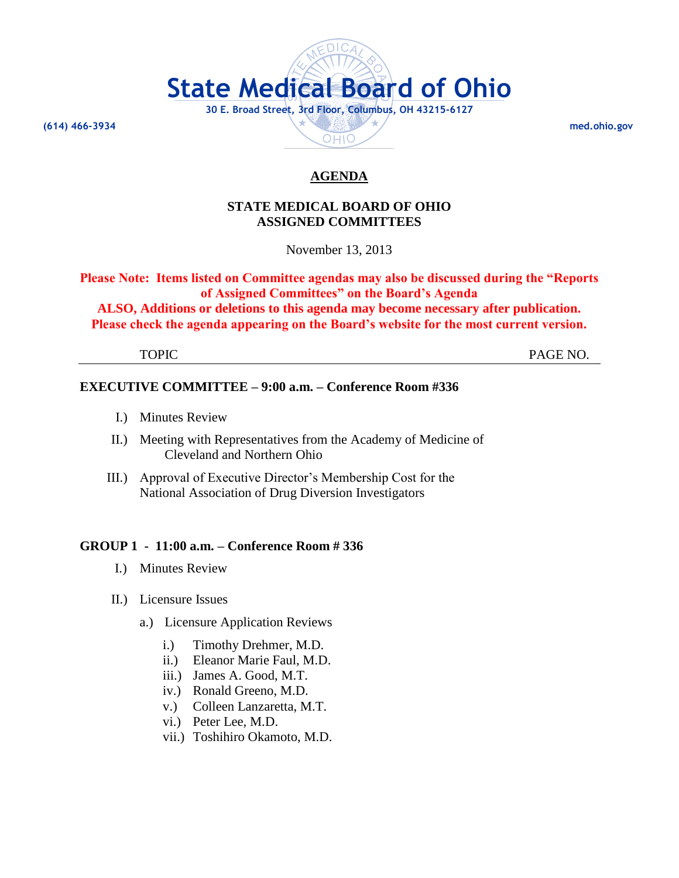# State Medical Board of Ohio

30 E. Broad Street, 3rd Floor, Columbus, OH 43215-6127

(614) 466-3934 med.ohio.gov

## AGENDA

### STATE MEDICAL BOARD OF OHIO
### ASSIGNED COMMITTEES

November 13, 2013

**Please Note: Items listed on Committee agendas may also be discussed during the "Reports of Assigned Committees" on the Board's Agenda**
**ALSO, Additions or deletions to this agenda may become necessary after publication. Please check the agenda appearing on the Board's website for the most current version.**

| TOPIC | PAGE NO. |
|---|---|

**EXECUTIVE COMMITTEE – 9:00 a.m. – Conference Room #336**

I.) Minutes Review

II.) Meeting with Representatives from the Academy of Medicine of Cleveland and Northern Ohio

III.) Approval of Executive Director's Membership Cost for the National Association of Drug Diversion Investigators

**GROUP 1 - 11:00 a.m. – Conference Room # 336**

I.) Minutes Review

II.) Licensure Issues

a.) Licensure Application Reviews

i.) Timothy Drehmer, M.D.
ii.) Eleanor Marie Faul, M.D.
iii.) James A. Good, M.T.
iv.) Ronald Greeno, M.D.
v.) Colleen Lanzaretta, M.T.
vi.) Peter Lee, M.D.
vii.) Toshihiro Okamoto, M.D.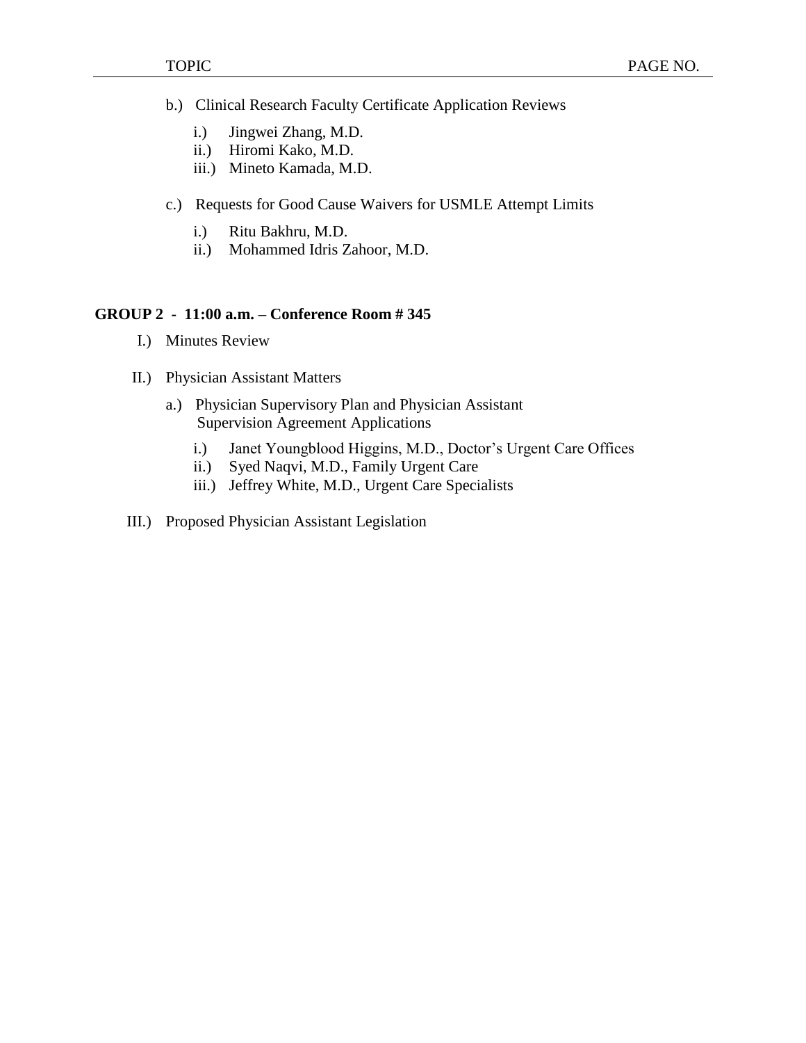| TOPIC | PAGE NO. |
|---|---|

b.) Clinical Research Faculty Certificate Application Reviews

- i.) Jingwei Zhang, M.D.
- ii.) Hiromi Kako, M.D.
- iii.) Mineto Kamada, M.D.

c.) Requests for Good Cause Waivers for USMLE Attempt Limits

- i.) Ritu Bakhru, M.D.
- ii.) Mohammed Idris Zahoor, M.D.

**GROUP 2 - 11:00 a.m. – Conference Room # 345**

I.) Minutes Review

II.) Physician Assistant Matters

a.) Physician Supervisory Plan and Physician Assistant Supervision Agreement Applications

- i.) Janet Youngblood Higgins, M.D., Doctor's Urgent Care Offices
- ii.) Syed Naqvi, M.D., Family Urgent Care
- iii.) Jeffrey White, M.D., Urgent Care Specialists

III.) Proposed Physician Assistant Legislation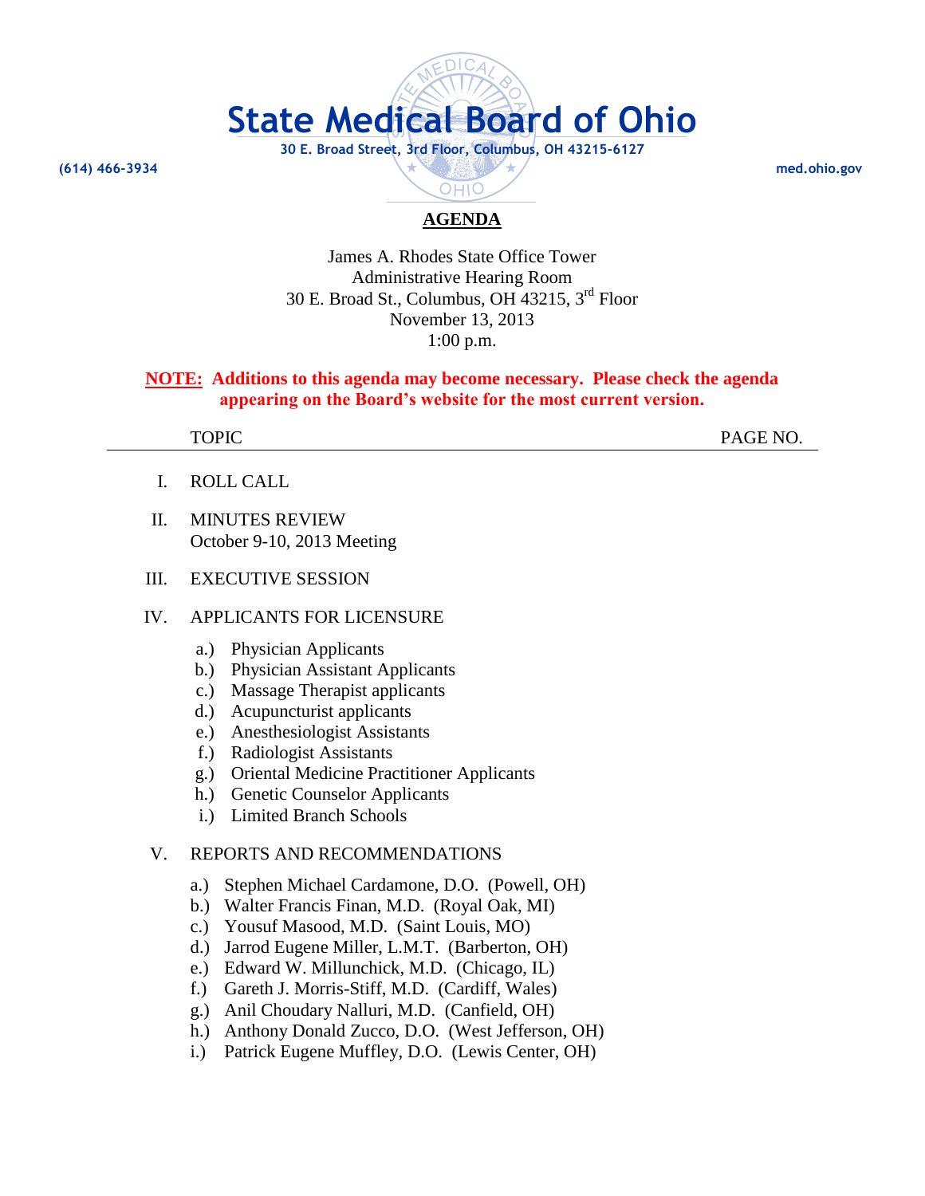# State Medical Board of Ohio

30 E. Broad Street, 3rd Floor, Columbus, OH 43215-6127

(614) 466-3934 med.ohio.gov

## AGENDA

James A. Rhodes State Office Tower
Administrative Hearing Room
30 E. Broad St., Columbus, OH 43215, 3rd Floor
November 13, 2013
1:00 p.m.

**NOTE: Additions to this agenda may become necessary. Please check the agenda appearing on the Board's website for the most current version.**

| TOPIC | PAGE NO. |
|---|---|

I. ROLL CALL

II. MINUTES REVIEW
October 9-10, 2013 Meeting

III. EXECUTIVE SESSION

IV. APPLICANTS FOR LICENSURE

a.) Physician Applicants
b.) Physician Assistant Applicants
c.) Massage Therapist applicants
d.) Acupuncturist applicants
e.) Anesthesiologist Assistants
f.) Radiologist Assistants
g.) Oriental Medicine Practitioner Applicants
h.) Genetic Counselor Applicants
i.) Limited Branch Schools

V. REPORTS AND RECOMMENDATIONS

a.) Stephen Michael Cardamone, D.O. (Powell, OH)
b.) Walter Francis Finan, M.D. (Royal Oak, MI)
c.) Yousuf Masood, M.D. (Saint Louis, MO)
d.) Jarrod Eugene Miller, L.M.T. (Barberton, OH)
e.) Edward W. Millunchick, M.D. (Chicago, IL)
f.) Gareth J. Morris-Stiff, M.D. (Cardiff, Wales)
g.) Anil Choudary Nalluri, M.D. (Canfield, OH)
h.) Anthony Donald Zucco, D.O. (West Jefferson, OH)
i.) Patrick Eugene Muffley, D.O. (Lewis Center, OH)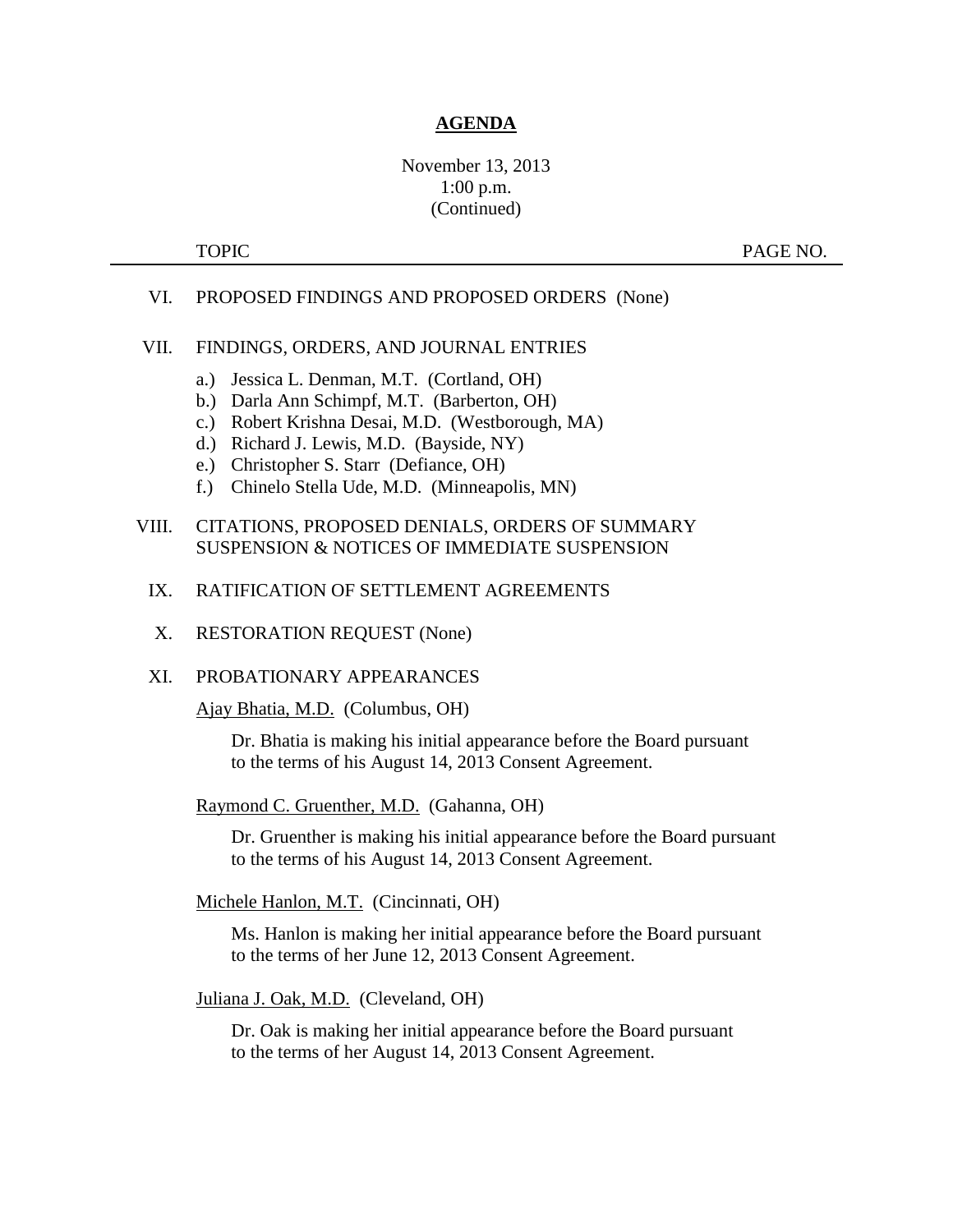# AGENDA

November 13, 2013
1:00 p.m.
(Continued)

TOPIC PAGE NO.

VI. PROPOSED FINDINGS AND PROPOSED ORDERS (None)

VII. FINDINGS, ORDERS, AND JOURNAL ENTRIES

a.) Jessica L. Denman, M.T. (Cortland, OH)
b.) Darla Ann Schimpf, M.T. (Barberton, OH)
c.) Robert Krishna Desai, M.D. (Westborough, MA)
d.) Richard J. Lewis, M.D. (Bayside, NY)
e.) Christopher S. Starr (Defiance, OH)
f.) Chinelo Stella Ude, M.D. (Minneapolis, MN)

VIII. CITATIONS, PROPOSED DENIALS, ORDERS OF SUMMARY SUSPENSION & NOTICES OF IMMEDIATE SUSPENSION

IX. RATIFICATION OF SETTLEMENT AGREEMENTS

X. RESTORATION REQUEST (None)

XI. PROBATIONARY APPEARANCES

Ajay Bhatia, M.D. (Columbus, OH)

Dr. Bhatia is making his initial appearance before the Board pursuant to the terms of his August 14, 2013 Consent Agreement.

Raymond C. Gruenther, M.D. (Gahanna, OH)

Dr. Gruenther is making his initial appearance before the Board pursuant to the terms of his August 14, 2013 Consent Agreement.

Michele Hanlon, M.T. (Cincinnati, OH)

Ms. Hanlon is making her initial appearance before the Board pursuant to the terms of her June 12, 2013 Consent Agreement.

Juliana J. Oak, M.D. (Cleveland, OH)

Dr. Oak is making her initial appearance before the Board pursuant to the terms of her August 14, 2013 Consent Agreement.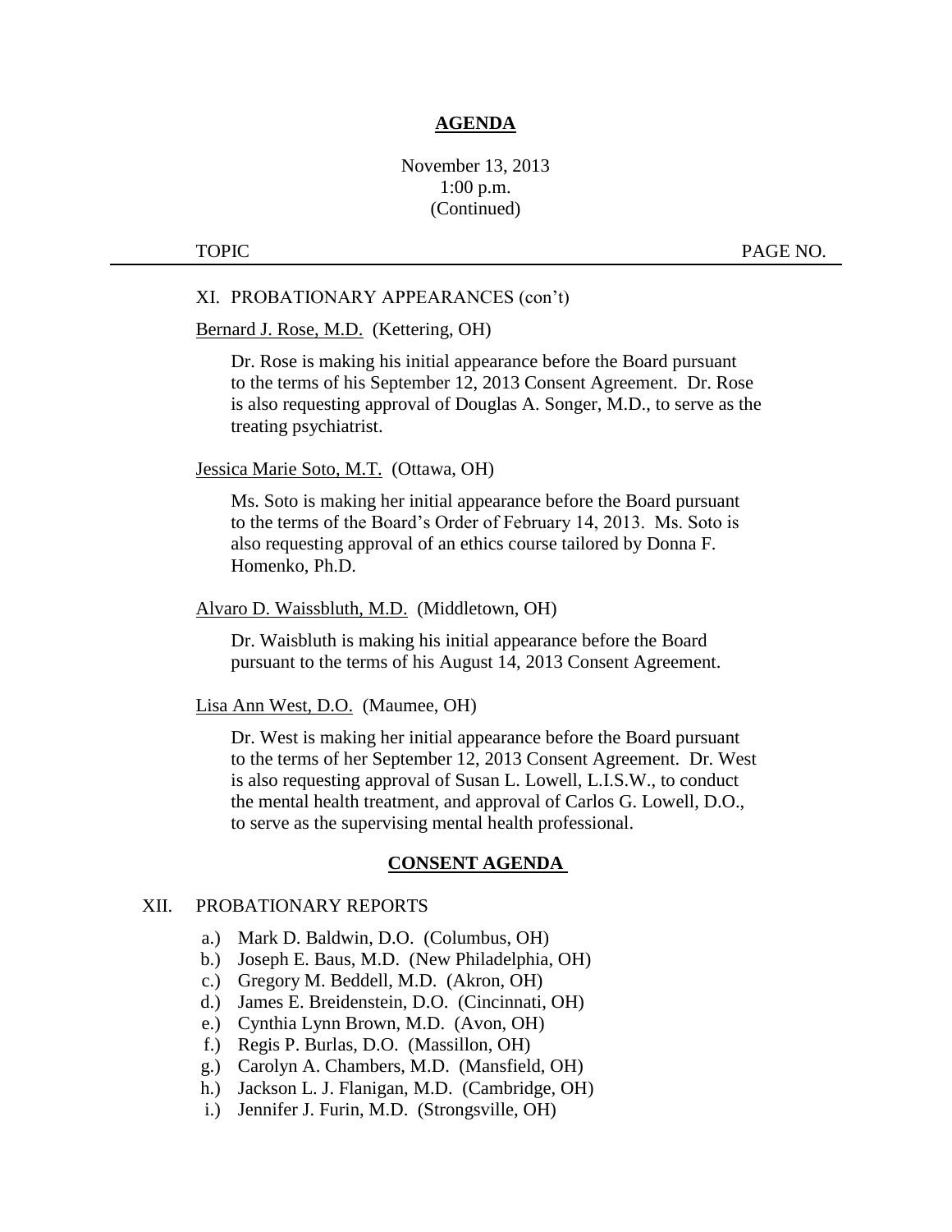**AGENDA**

November 13, 2013
1:00 p.m.
(Continued)

TOPIC PAGE NO.

XI. PROBATIONARY APPEARANCES (con't)

Bernard J. Rose, M.D. (Kettering, OH)

Dr. Rose is making his initial appearance before the Board pursuant to the terms of his September 12, 2013 Consent Agreement. Dr. Rose is also requesting approval of Douglas A. Songer, M.D., to serve as the treating psychiatrist.

Jessica Marie Soto, M.T. (Ottawa, OH)

Ms. Soto is making her initial appearance before the Board pursuant to the terms of the Board's Order of February 14, 2013. Ms. Soto is also requesting approval of an ethics course tailored by Donna F. Homenko, Ph.D.

Alvaro D. Waissbluth, M.D. (Middletown, OH)

Dr. Waisbluth is making his initial appearance before the Board pursuant to the terms of his August 14, 2013 Consent Agreement.

Lisa Ann West, D.O. (Maumee, OH)

Dr. West is making her initial appearance before the Board pursuant to the terms of her September 12, 2013 Consent Agreement. Dr. West is also requesting approval of Susan L. Lowell, L.I.S.W., to conduct the mental health treatment, and approval of Carlos G. Lowell, D.O., to serve as the supervising mental health professional.

**CONSENT AGENDA**

XII. PROBATIONARY REPORTS

a.) Mark D. Baldwin, D.O. (Columbus, OH)
b.) Joseph E. Baus, M.D. (New Philadelphia, OH)
c.) Gregory M. Beddell, M.D. (Akron, OH)
d.) James E. Breidenstein, D.O. (Cincinnati, OH)
e.) Cynthia Lynn Brown, M.D. (Avon, OH)
f.) Regis P. Burlas, D.O. (Massillon, OH)
g.) Carolyn A. Chambers, M.D. (Mansfield, OH)
h.) Jackson L. J. Flanigan, M.D. (Cambridge, OH)
i.) Jennifer J. Furin, M.D. (Strongsville, OH)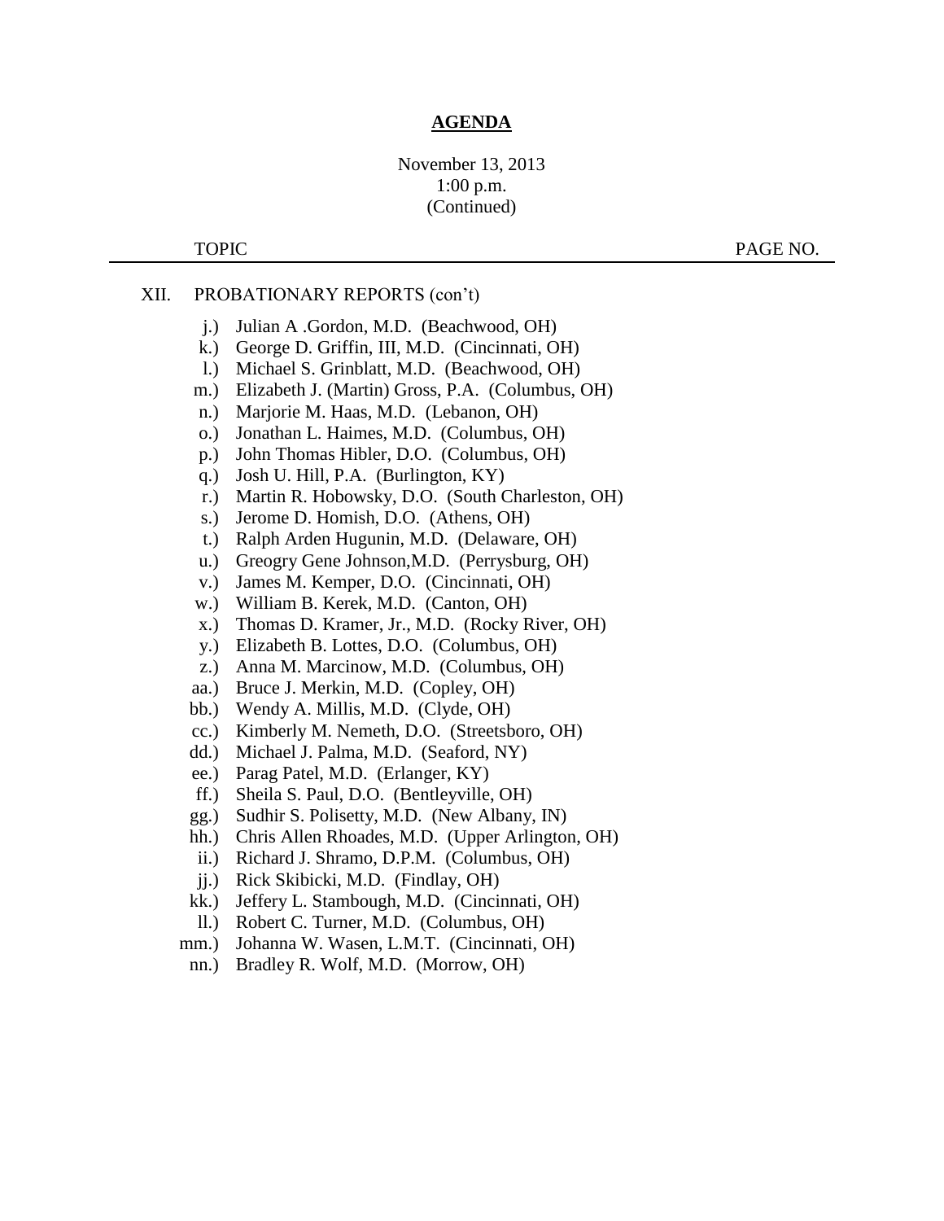**AGENDA**

November 13, 2013
1:00 p.m.
(Continued)

TOPIC PAGE NO.

XII. PROBATIONARY REPORTS (con't)

j.) Julian A .Gordon, M.D. (Beachwood, OH)
k.) George D. Griffin, III, M.D. (Cincinnati, OH)
l.) Michael S. Grinblatt, M.D. (Beachwood, OH)
m.) Elizabeth J. (Martin) Gross, P.A. (Columbus, OH)
n.) Marjorie M. Haas, M.D. (Lebanon, OH)
o.) Jonathan L. Haimes, M.D. (Columbus, OH)
p.) John Thomas Hibler, D.O. (Columbus, OH)
q.) Josh U. Hill, P.A. (Burlington, KY)
r.) Martin R. Hobowsky, D.O. (South Charleston, OH)
s.) Jerome D. Homish, D.O. (Athens, OH)
t.) Ralph Arden Hugunin, M.D. (Delaware, OH)
u.) Greogry Gene Johnson,M.D. (Perrysburg, OH)
v.) James M. Kemper, D.O. (Cincinnati, OH)
w.) William B. Kerek, M.D. (Canton, OH)
x.) Thomas D. Kramer, Jr., M.D. (Rocky River, OH)
y.) Elizabeth B. Lottes, D.O. (Columbus, OH)
z.) Anna M. Marcinow, M.D. (Columbus, OH)
aa.) Bruce J. Merkin, M.D. (Copley, OH)
bb.) Wendy A. Millis, M.D. (Clyde, OH)
cc.) Kimberly M. Nemeth, D.O. (Streetsboro, OH)
dd.) Michael J. Palma, M.D. (Seaford, NY)
ee.) Parag Patel, M.D. (Erlanger, KY)
ff.) Sheila S. Paul, D.O. (Bentleyville, OH)
gg.) Sudhir S. Polisetty, M.D. (New Albany, IN)
hh.) Chris Allen Rhoades, M.D. (Upper Arlington, OH)
ii.) Richard J. Shramo, D.P.M. (Columbus, OH)
jj.) Rick Skibicki, M.D. (Findlay, OH)
kk.) Jeffery L. Stambough, M.D. (Cincinnati, OH)
ll.) Robert C. Turner, M.D. (Columbus, OH)
mm.) Johanna W. Wasen, L.M.T. (Cincinnati, OH)
nn.) Bradley R. Wolf, M.D. (Morrow, OH)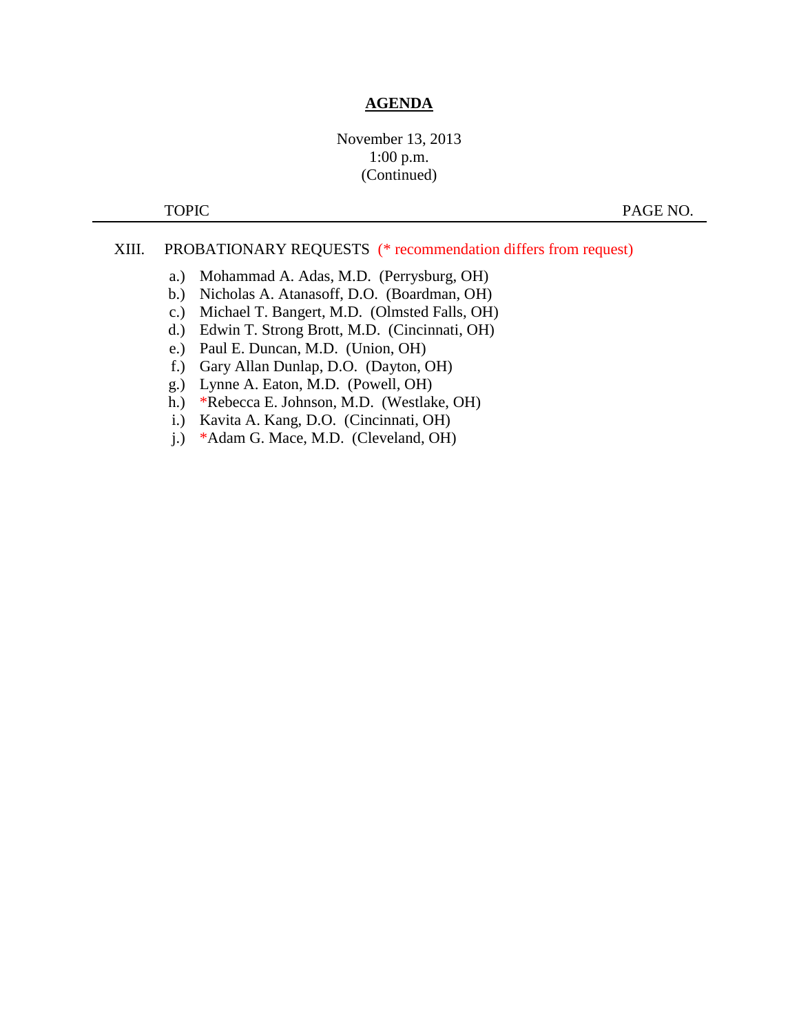# AGENDA

November 13, 2013
1:00 p.m.
(Continued)

TOPIC PAGE NO.

XIII. PROBATIONARY REQUESTS (* recommendation differs from request)

a.) Mohammad A. Adas, M.D. (Perrysburg, OH)
b.) Nicholas A. Atanasoff, D.O. (Boardman, OH)
c.) Michael T. Bangert, M.D. (Olmsted Falls, OH)
d.) Edwin T. Strong Brott, M.D. (Cincinnati, OH)
e.) Paul E. Duncan, M.D. (Union, OH)
f.) Gary Allan Dunlap, D.O. (Dayton, OH)
g.) Lynne A. Eaton, M.D. (Powell, OH)
h.) *Rebecca E. Johnson, M.D. (Westlake, OH)
i.) Kavita A. Kang, D.O. (Cincinnati, OH)
j.) *Adam G. Mace, M.D. (Cleveland, OH)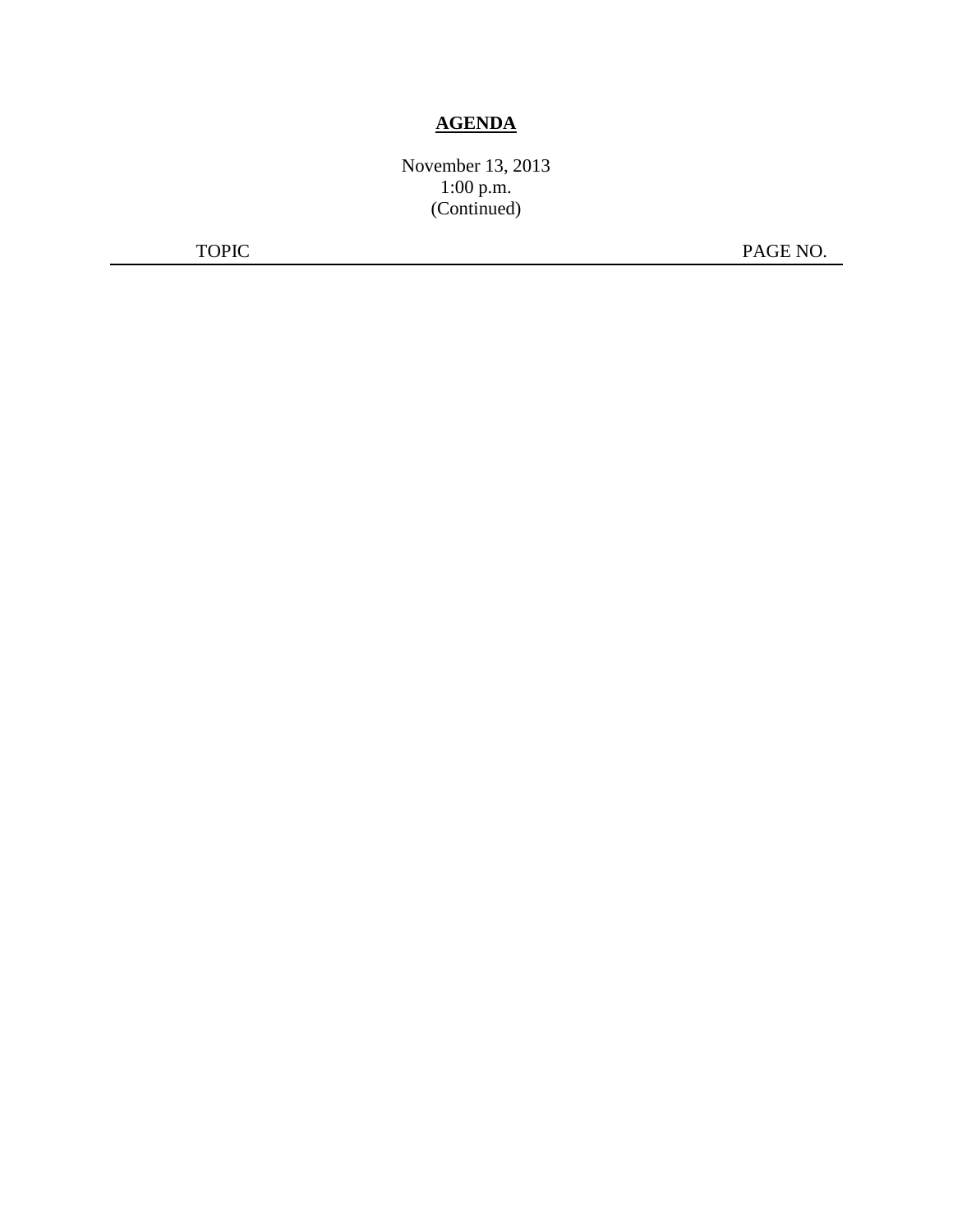# **AGENDA**

November 13, 2013
1:00 p.m.
(Continued)

| TOPIC | PAGE NO. |
|---|---|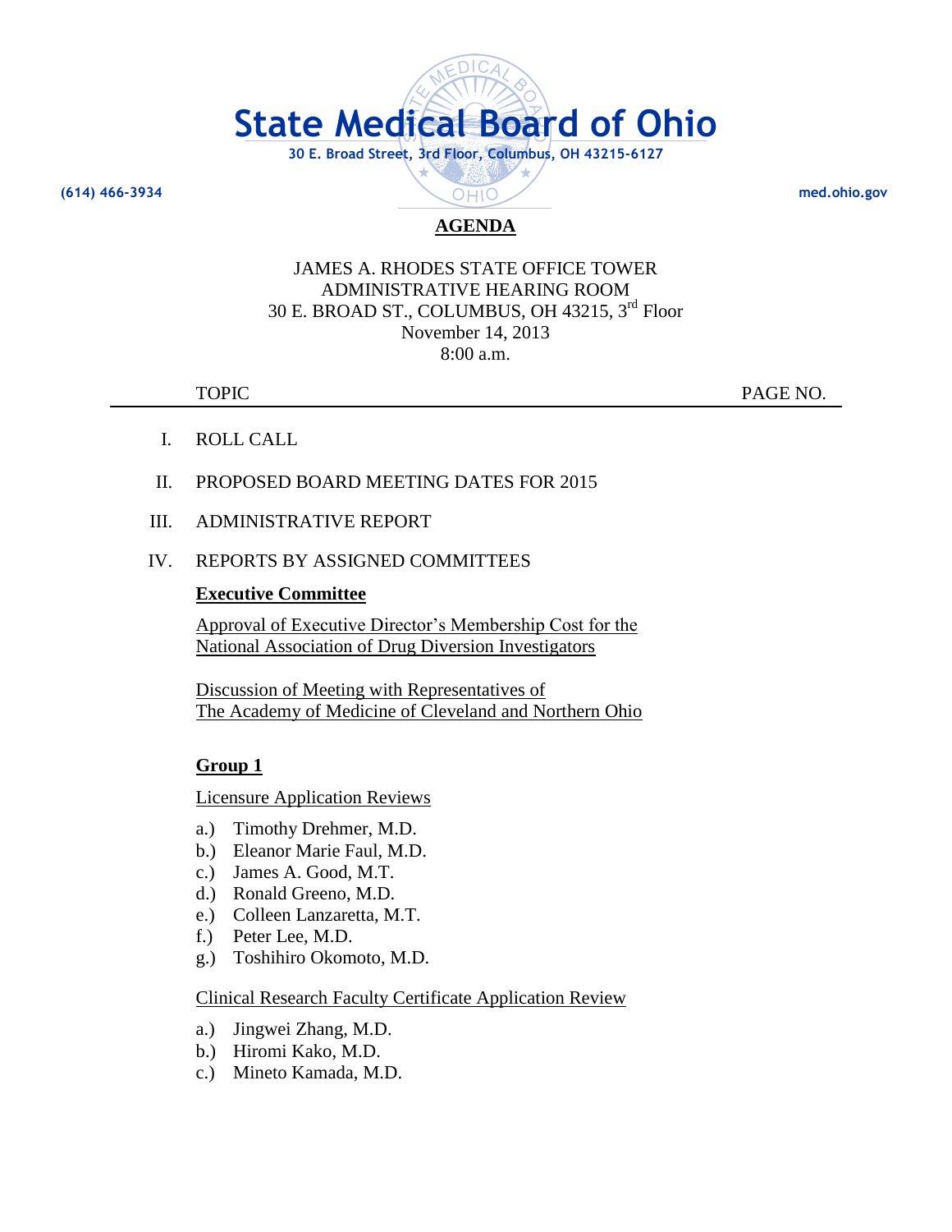# State Medical Board of Ohio

30 E. Broad Street, 3rd Floor, Columbus, OH 43215-6127

(614) 466-3934 med.ohio.gov

## AGENDA

JAMES A. RHODES STATE OFFICE TOWER
ADMINISTRATIVE HEARING ROOM
30 E. BROAD ST., COLUMBUS, OH 43215, 3rd Floor
November 14, 2013
8:00 a.m.

| TOPIC | PAGE NO. |
|---|---|

I. ROLL CALL

II. PROPOSED BOARD MEETING DATES FOR 2015

III. ADMINISTRATIVE REPORT

IV. REPORTS BY ASSIGNED COMMITTEES

**Executive Committee**

Approval of Executive Director's Membership Cost for the National Association of Drug Diversion Investigators

Discussion of Meeting with Representatives of The Academy of Medicine of Cleveland and Northern Ohio

**Group 1**

Licensure Application Reviews

a.) Timothy Drehmer, M.D.
b.) Eleanor Marie Faul, M.D.
c.) James A. Good, M.T.
d.) Ronald Greeno, M.D.
e.) Colleen Lanzaretta, M.T.
f.) Peter Lee, M.D.
g.) Toshihiro Okomoto, M.D.

Clinical Research Faculty Certificate Application Review

a.) Jingwei Zhang, M.D.
b.) Hiromi Kako, M.D.
c.) Mineto Kamada, M.D.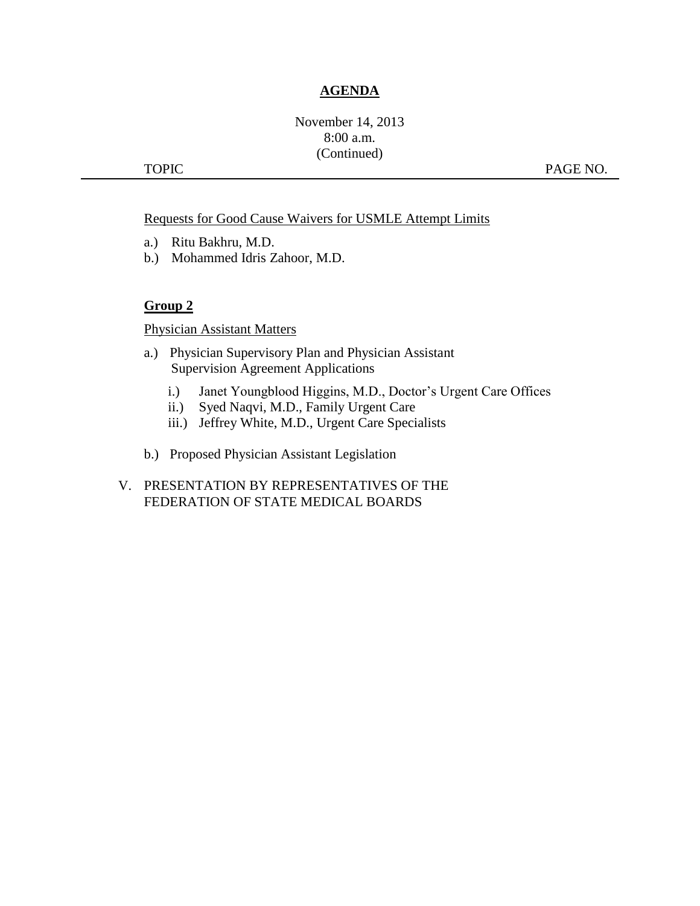# AGENDA

November 14, 2013
8:00 a.m.
(Continued)

TOPIC PAGE NO.

---

Requests for Good Cause Waivers for USMLE Attempt Limits

a.) Ritu Bakhru, M.D.
b.) Mohammed Idris Zahoor, M.D.

**Group 2**

Physician Assistant Matters

a.) Physician Supervisory Plan and Physician Assistant Supervision Agreement Applications

  i.) Janet Youngblood Higgins, M.D., Doctor's Urgent Care Offices
  ii.) Syed Naqvi, M.D., Family Urgent Care
  iii.) Jeffrey White, M.D., Urgent Care Specialists

b.) Proposed Physician Assistant Legislation

V. PRESENTATION BY REPRESENTATIVES OF THE FEDERATION OF STATE MEDICAL BOARDS